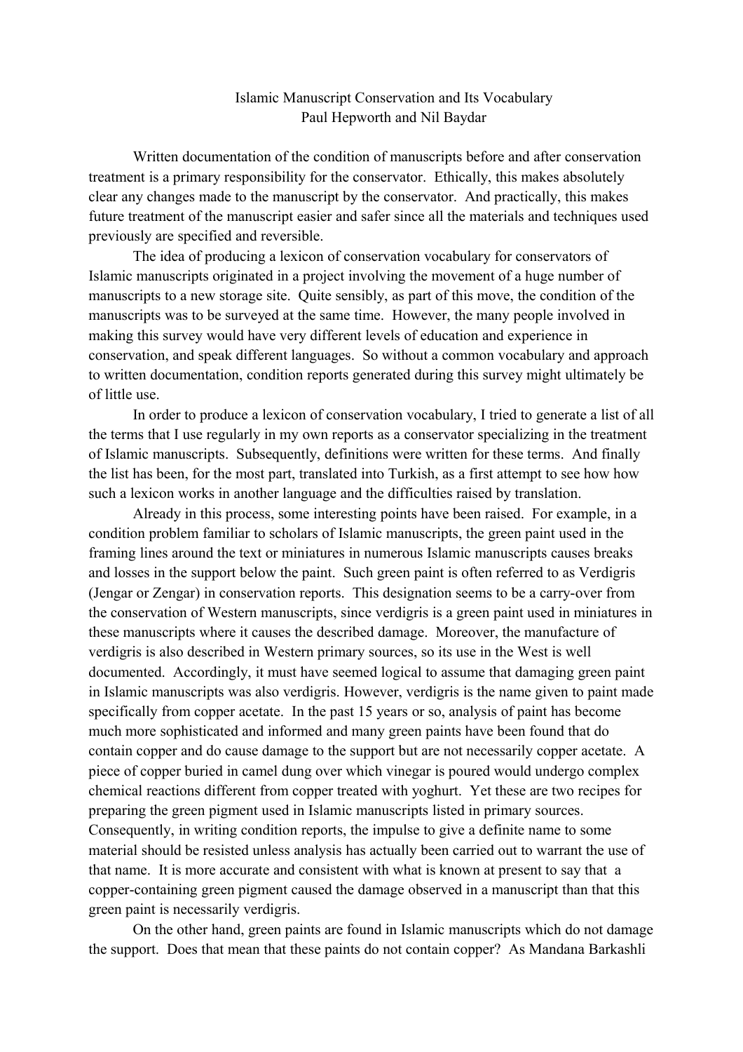# Islamic Manuscript Conservation and Its Vocabulary

Paul Hepworth and Nil Baydar

Written documentation of the condition of manuscripts before and after conservation treatment is a primary responsibility for the conservator. Ethically, this makes absolutely clear any changes made to the manuscript by the conservator. And practically, this makes future treatment of the manuscript easier and safer since all the materials and techniques used previously are specified and reversible.

The idea of producing a lexicon of conservation vocabulary for conservators of Islamic manuscripts originated in a project involving the movement of a huge number of manuscripts to a new storage site. Quite sensibly, as part of this move, the condition of the manuscripts was to be surveyed at the same time. However, the many people involved in making this survey would have very different levels of education and experience in conservation, and speak different languages. So without a common vocabulary and approach to written documentation, condition reports generated during this survey might ultimately be of little use.

In order to produce a lexicon of conservation vocabulary, I tried to generate a list of all the terms that I use regularly in my own reports as a conservator specializing in the treatment of Islamic manuscripts. Subsequently, definitions were written for these terms. And finally the list has been, for the most part, translated into Turkish, as a first attempt to see how how such a lexicon works in another language and the difficulties raised by translation.

Already in this process, some interesting points have been raised. For example, in a condition problem familiar to scholars of Islamic manuscripts, the green paint used in the framing lines around the text or miniatures in numerous Islamic manuscripts causes breaks and losses in the support below the paint. Such green paint is often referred to as Verdigris (Jengar or Zengar) in conservation reports. This designation seems to be a carry-over from the conservation of Western manuscripts, since verdigris is a green paint used in miniatures in these manuscripts where it causes the described damage. Moreover, the manufacture of verdigris is also described in Western primary sources, so its use in the West is well documented. Accordingly, it must have seemed logical to assume that damaging green paint in Islamic manuscripts was also verdigris. However, verdigris is the name given to paint made specifically from copper acetate. In the past 15 years or so, analysis of paint has become much more sophisticated and informed and many green paints have been found that do contain copper and do cause damage to the support but are not necessarily copper acetate. A piece of copper buried in camel dung over which vinegar is poured would undergo complex chemical reactions different from copper treated with yoghurt. Yet these are two recipes for preparing the green pigment used in Islamic manuscripts listed in primary sources. Consequently, in writing condition reports, the impulse to give a definite name to some material should be resisted unless analysis has actually been carried out to warrant the use of that name. It is more accurate and consistent with what is known at present to say that a copper-containing green pigment caused the damage observed in a manuscript than that this green paint is necessarily verdigris.

On the other hand, green paints are found in Islamic manuscripts which do not damage the support. Does that mean that these paints do not contain copper? As Mandana Barkashli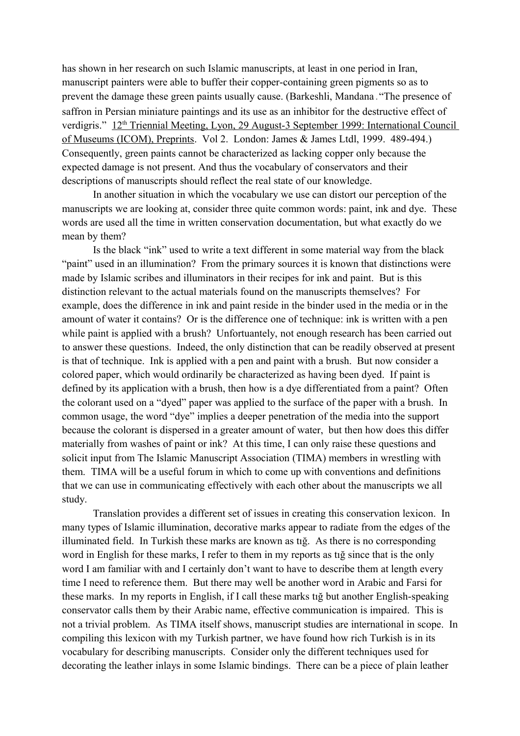has shown in her research on such Islamic manuscripts, at least in one period in Iran, manuscript painters were able to buffer their copper-containing green pigments so as to prevent the damage these green paints usually cause. (Barkeshli, Mandana . "The presence of saffron in Persian miniature paintings and its use as an inhibitor for the destructive effect of verdigris." 12th Triennial Meeting, Lyon, 29 August-3 September 1999: International Council of Museums (ICOM), Preprints. Vol 2. London: James & James Ltdl, 1999. 489-494.) Consequently, green paints cannot be characterized as lacking copper only because the expected damage is not present. And thus the vocabulary of conservators and their descriptions of manuscripts should reflect the real state of our knowledge.

In another situation in which the vocabulary we use can distort our perception of the manuscripts we are looking at, consider three quite common words: paint, ink and dye. These words are used all the time in written conservation documentation, but what exactly do we mean by them?

Is the black "ink" used to write a text different in some material way from the black "paint" used in an illumination? From the primary sources it is known that distinctions were made by Islamic scribes and illuminators in their recipes for ink and paint. But is this distinction relevant to the actual materials found on the manuscripts themselves? For example, does the difference in ink and paint reside in the binder used in the media or in the amount of water it contains? Or is the difference one of technique: ink is written with a pen while paint is applied with a brush? Unfortuantely, not enough research has been carried out to answer these questions. Indeed, the only distinction that can be readily observed at present is that of technique. Ink is applied with a pen and paint with a brush. But now consider a colored paper, which would ordinarily be characterized as having been dyed. If paint is defined by its application with a brush, then how is a dye differentiated from a paint? Often the colorant used on a "dyed" paper was applied to the surface of the paper with a brush. In common usage, the word "dye" implies a deeper penetration of the media into the support because the colorant is dispersed in a greater amount of water, but then how does this differ materially from washes of paint or ink? At this time, I can only raise these questions and solicit input from The Islamic Manuscript Association (TIMA) members in wrestling with them. TIMA will be a useful forum in which to come up with conventions and definitions that we can use in communicating effectively with each other about the manuscripts we all study.

Translation provides a different set of issues in creating this conservation lexicon. In many types of Islamic illumination, decorative marks appear to radiate from the edges of the illuminated field. In Turkish these marks are known as tığ. As there is no corresponding word in English for these marks, I refer to them in my reports as tığ since that is the only word I am familiar with and I certainly don't want to have to describe them at length every time I need to reference them. But there may well be another word in Arabic and Farsi for these marks. In my reports in English, if I call these marks tığ but another English-speaking conservator calls them by their Arabic name, effective communication is impaired. This is not a trivial problem. As TIMA itself shows, manuscript studies are international in scope. In compiling this lexicon with my Turkish partner, we have found how rich Turkish is in its vocabulary for describing manuscripts. Consider only the different techniques used for decorating the leather inlays in some Islamic bindings. There can be a piece of plain leather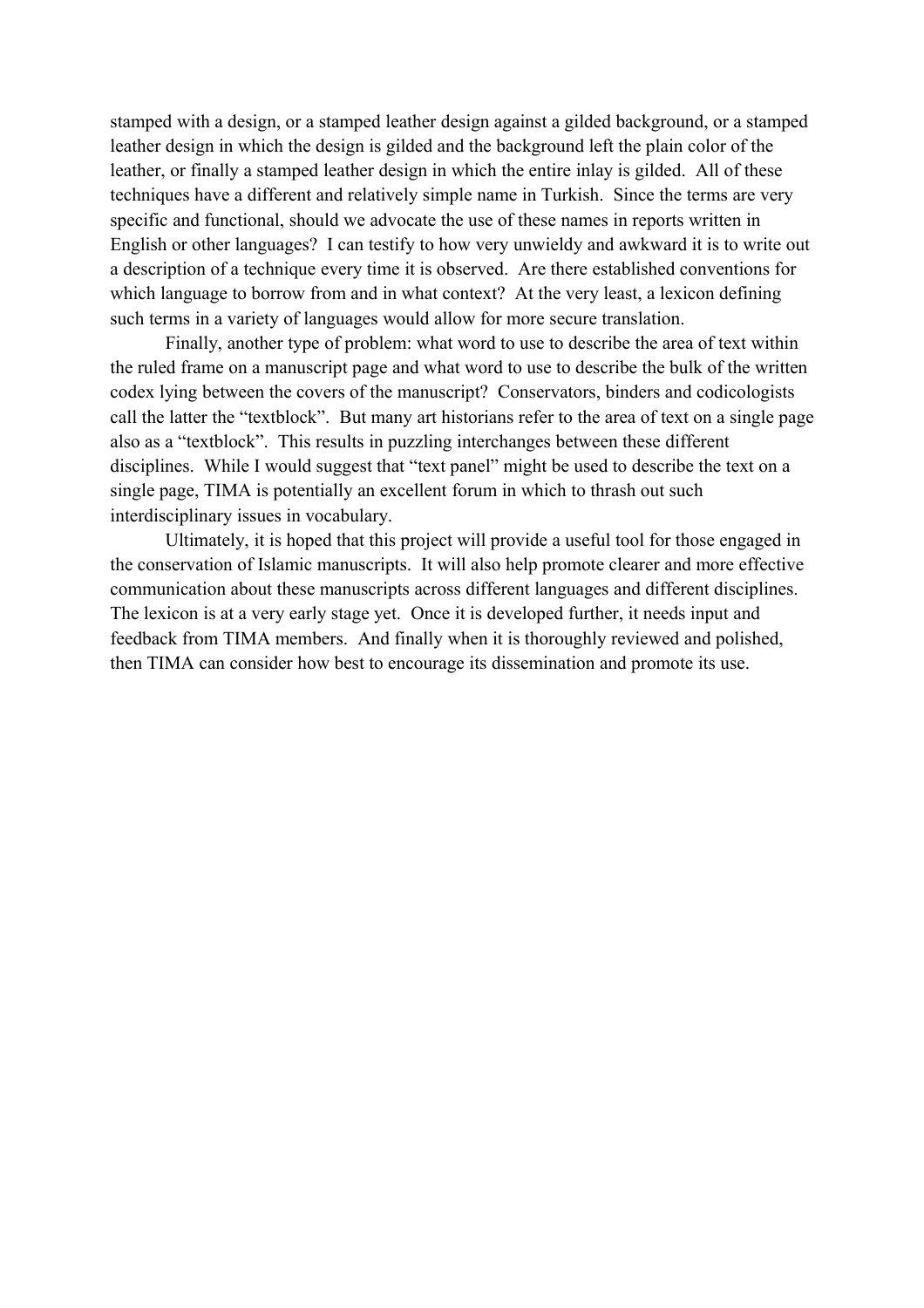stamped with a design, or a stamped leather design against a gilded background, or a stamped leather design in which the design is gilded and the background left the plain color of the leather, or finally a stamped leather design in which the entire inlay is gilded. All of these techniques have a different and relatively simple name in Turkish. Since the terms are very specific and functional, should we advocate the use of these names in reports written in English or other languages? I can testify to how very unwieldy and awkward it is to write out a description of a technique every time it is observed. Are there established conventions for which language to borrow from and in what context? At the very least, a lexicon defining such terms in a variety of languages would allow for more secure translation.

Finally, another type of problem: what word to use to describe the area of text within the ruled frame on a manuscript page and what word to use to describe the bulk of the written codex lying between the covers of the manuscript? Conservators, binders and codicologists call the latter the "textblock". But many art historians refer to the area of text on a single page also as a "textblock". This results in puzzling interchanges between these different disciplines. While I would suggest that "text panel" might be used to describe the text on a single page, TIMA is potentially an excellent forum in which to thrash out such interdisciplinary issues in vocabulary.

Ultimately, it is hoped that this project will provide a useful tool for those engaged in the conservation of Islamic manuscripts. It will also help promote clearer and more effective communication about these manuscripts across different languages and different disciplines. The lexicon is at a very early stage yet. Once it is developed further, it needs input and feedback from TIMA members. And finally when it is thoroughly reviewed and polished, then TIMA can consider how best to encourage its dissemination and promote its use.